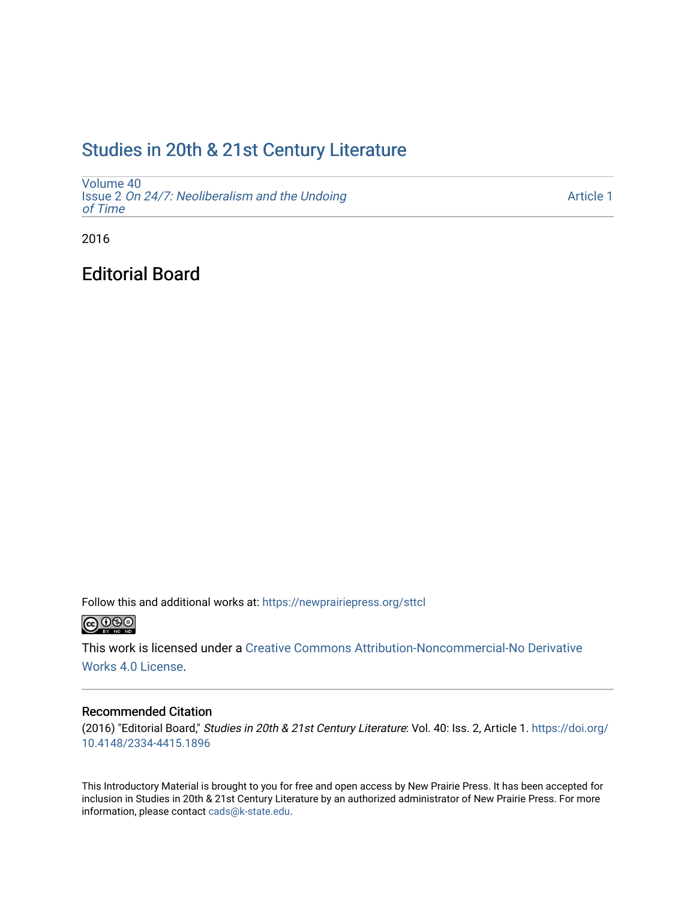# Studies in 20th & 21st Century Literature

Volume 40
Issue 2 *On 24/7: Neoliberalism and the Undoing of Time*

Article 1

2016

## Editorial Board

Follow this and additional works at: https://newprairiepress.org/sttcl

This work is licensed under a Creative Commons Attribution-Noncommercial-No Derivative Works 4.0 License.

### Recommended Citation

(2016) "Editorial Board," *Studies in 20th & 21st Century Literature*: Vol. 40: Iss. 2, Article 1. https://doi.org/10.4148/2334-4415.1896

This Introductory Material is brought to you for free and open access by New Prairie Press. It has been accepted for inclusion in Studies in 20th & 21st Century Literature by an authorized administrator of New Prairie Press. For more information, please contact cads@k-state.edu.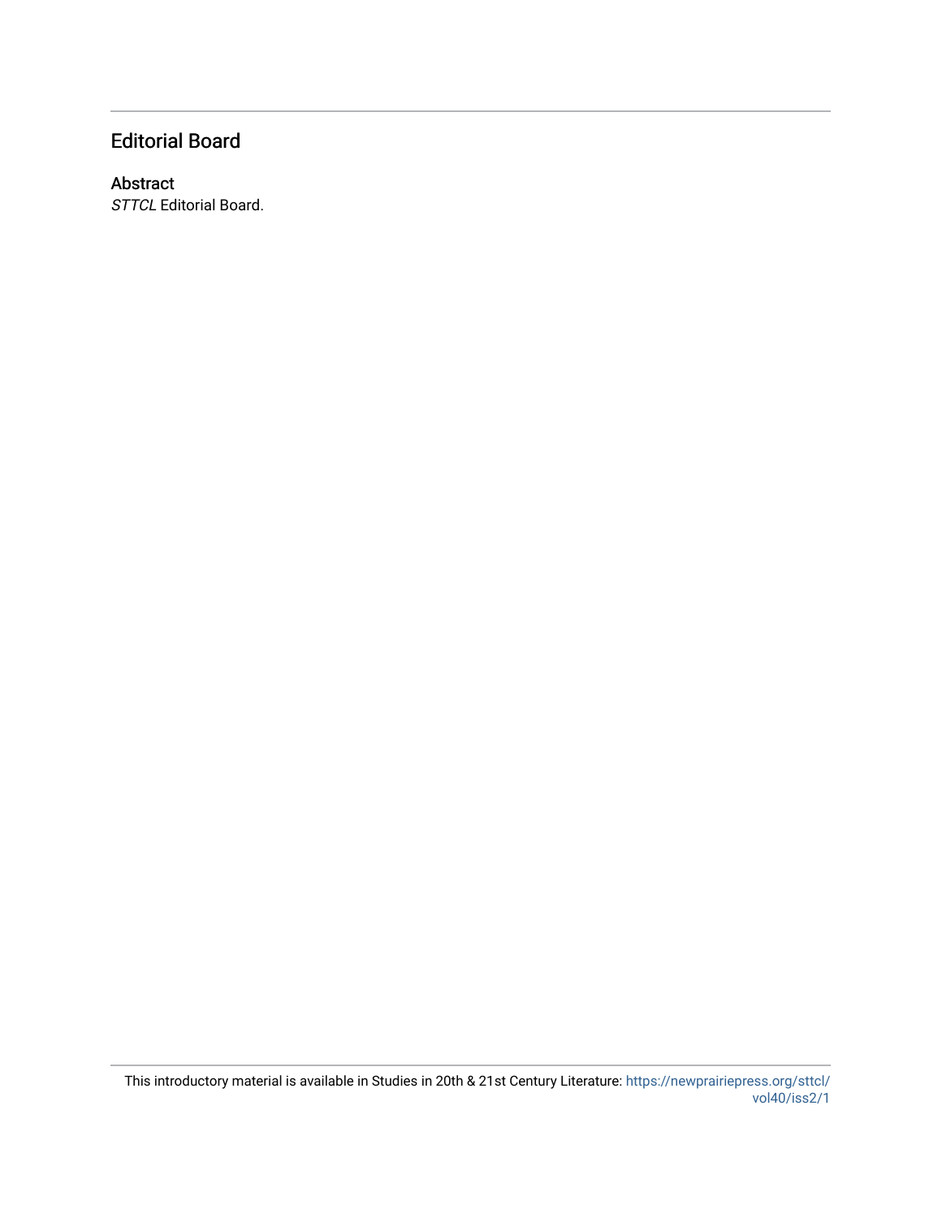## Editorial Board

### Abstract

*STTCL* Editorial Board.

This introductory material is available in Studies in 20th & 21st Century Literature: https://newprairiepress.org/sttcl/vol40/iss2/1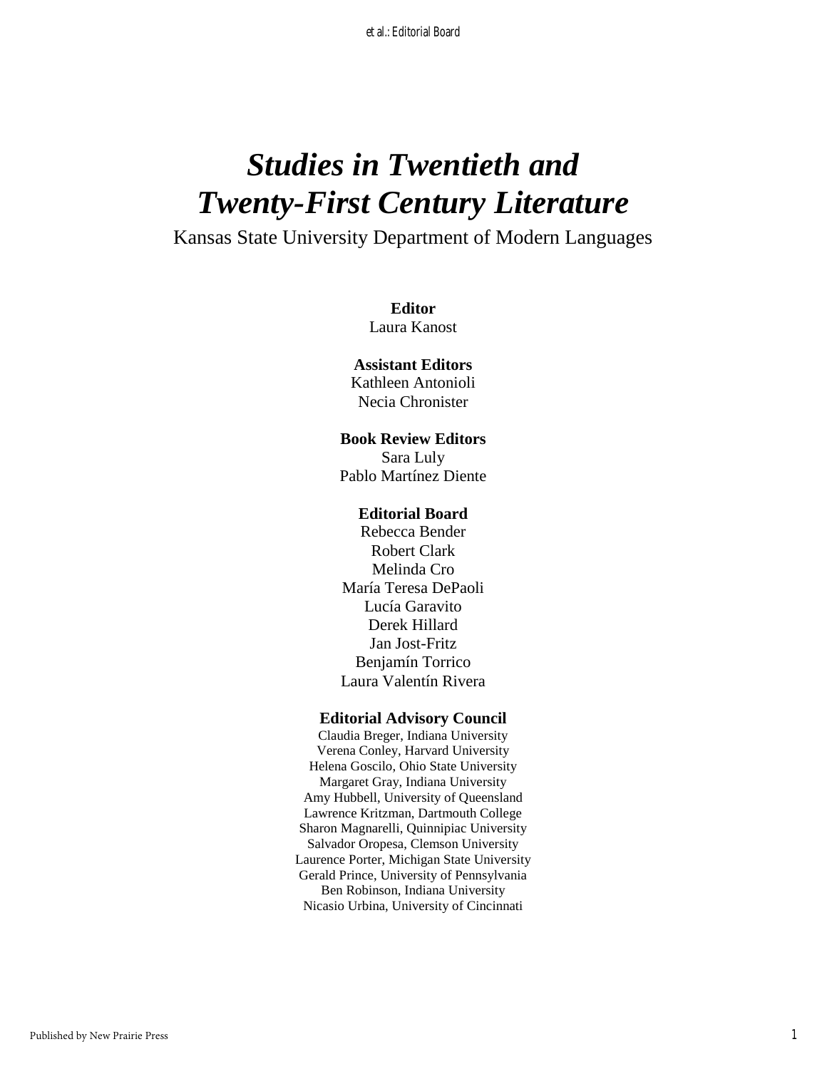# *Studies in Twentieth and Twenty-First Century Literature*

Kansas State University Department of Modern Languages

**Editor**
Laura Kanost

**Assistant Editors**
Kathleen Antonioli
Necia Chronister

**Book Review Editors**
Sara Luly
Pablo Martínez Diente

**Editorial Board**
Rebecca Bender
Robert Clark
Melinda Cro
María Teresa DePaoli
Lucía Garavito
Derek Hillard
Jan Jost-Fritz
Benjamín Torrico
Laura Valentín Rivera

**Editorial Advisory Council**
Claudia Breger, Indiana University
Verena Conley, Harvard University
Helena Goscilo, Ohio State University
Margaret Gray, Indiana University
Amy Hubbell, University of Queensland
Lawrence Kritzman, Dartmouth College
Sharon Magnarelli, Quinnipiac University
Salvador Oropesa, Clemson University
Laurence Porter, Michigan State University
Gerald Prince, University of Pennsylvania
Ben Robinson, Indiana University
Nicasio Urbina, University of Cincinnati